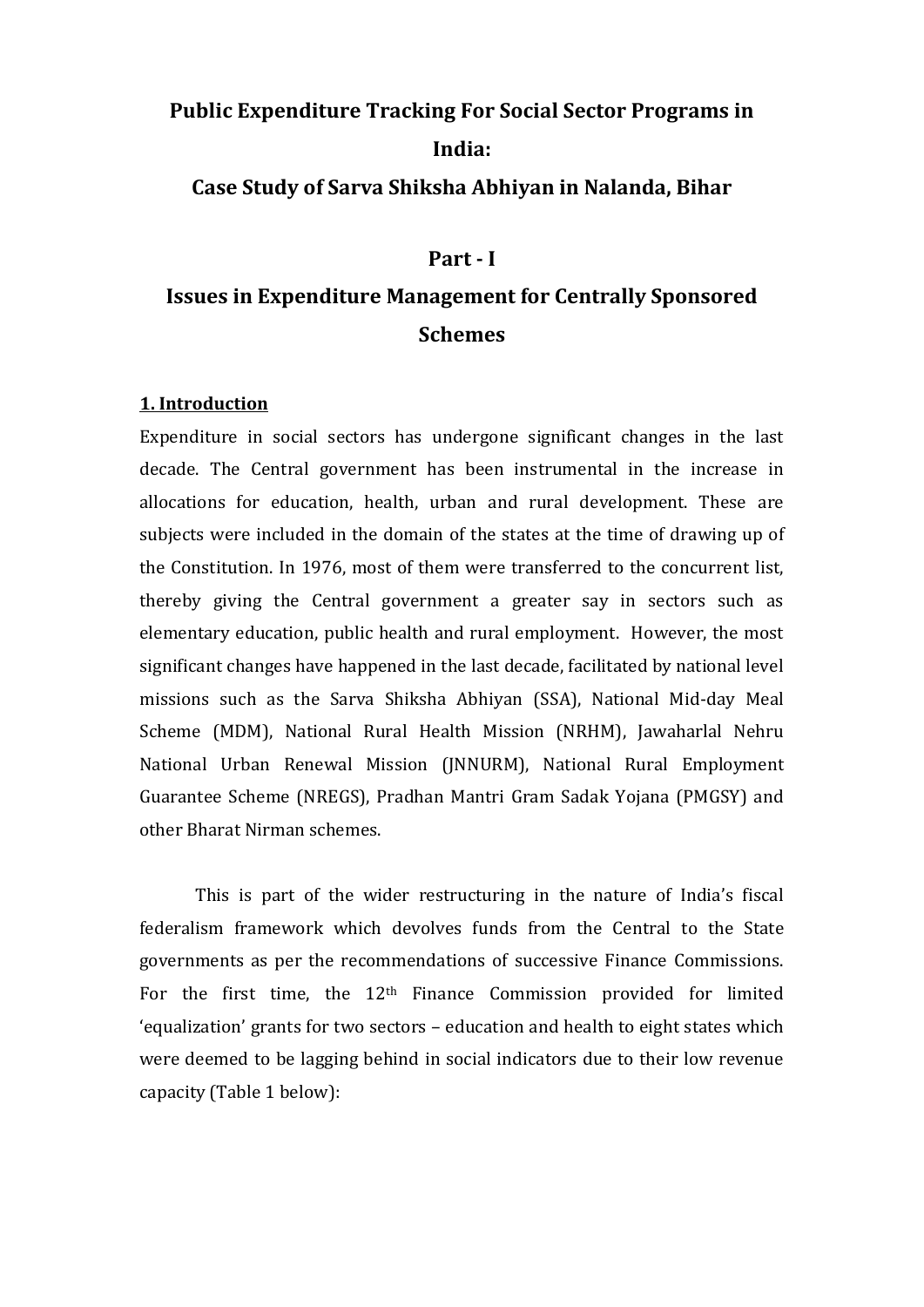# Public Expenditure Tracking For Social Sector Programs in India:

# Case Study of Sarva Shiksha Abhiyan in Nalanda, Bihar

## Part - I

## Issues in Expenditure Management for Centrally Sponsored Schemes

### 1. Introduction

Expenditure in social sectors has undergone significant changes in the last decade. The Central government has been instrumental in the increase in allocations for education, health, urban and rural development. These are subjects were included in the domain of the states at the time of drawing up of the Constitution. In 1976, most of them were transferred to the concurrent list, thereby giving the Central government a greater say in sectors such as elementary education, public health and rural employment. However, the most significant changes have happened in the last decade, facilitated by national level missions such as the Sarva Shiksha Abhiyan (SSA), National Mid-day Meal Scheme (MDM), National Rural Health Mission (NRHM), Jawaharlal Nehru National Urban Renewal Mission (JNNURM), National Rural Employment Guarantee Scheme (NREGS), Pradhan Mantri Gram Sadak Yojana (PMGSY) and other Bharat Nirman schemes.

This is part of the wider restructuring in the nature of India's fiscal federalism framework which devolves funds from the Central to the State governments as per the recommendations of successive Finance Commissions. For the first time, the 12th Finance Commission provided for limited 'equalization' grants for two sectors – education and health to eight states which were deemed to be lagging behind in social indicators due to their low revenue capacity (Table 1 below):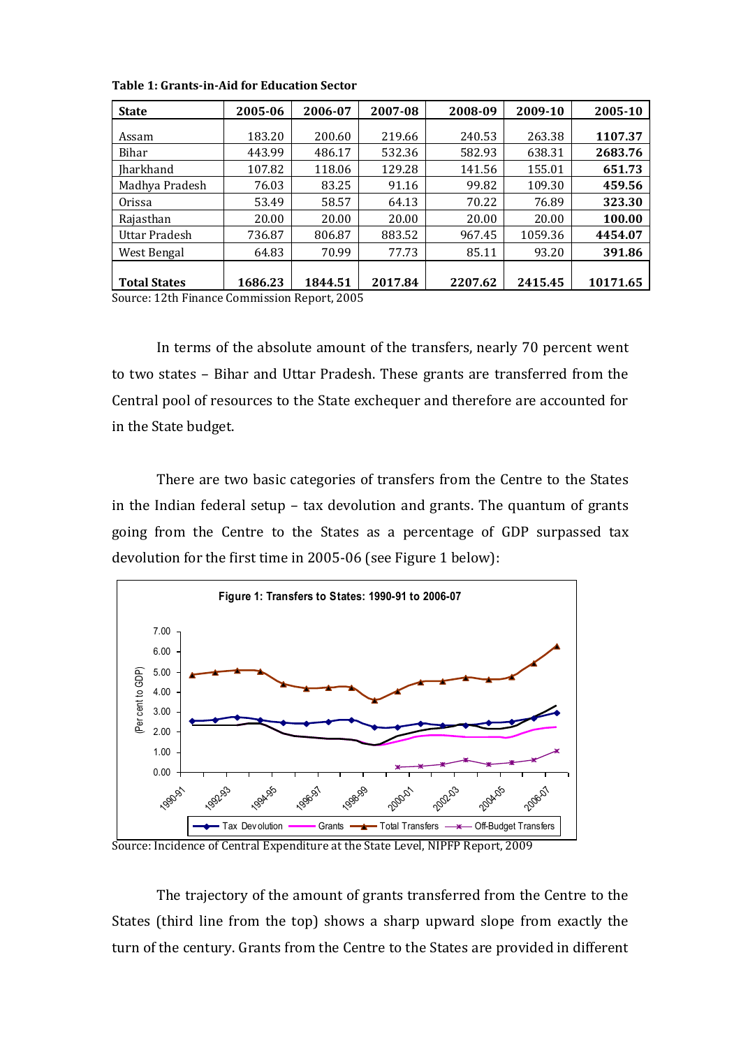**Table 1: Grants-in-Aid for Education Sector**

| State | 2005-06 | 2006-07 | 2007-08 | 2008-09 | 2009-10 | 2005-10 |
|---|---|---|---|---|---|---|
| Assam | 183.20 | 200.60 | 219.66 | 240.53 | 263.38 | **1107.37** |
| Bihar | 443.99 | 486.17 | 532.36 | 582.93 | 638.31 | **2683.76** |
| Jharkhand | 107.82 | 118.06 | 129.28 | 141.56 | 155.01 | **651.73** |
| Madhya Pradesh | 76.03 | 83.25 | 91.16 | 99.82 | 109.30 | **459.56** |
| Orissa | 53.49 | 58.57 | 64.13 | 70.22 | 76.89 | **323.30** |
| Rajasthan | 20.00 | 20.00 | 20.00 | 20.00 | 20.00 | **100.00** |
| Uttar Pradesh | 736.87 | 806.87 | 883.52 | 967.45 | 1059.36 | **4454.07** |
| West Bengal | 64.83 | 70.99 | 77.73 | 85.11 | 93.20 | **391.86** |
| **Total States** | **1686.23** | **1844.51** | **2017.84** | **2207.62** | **2415.45** | **10171.65** |

Source: 12th Finance Commission Report, 2005

In terms of the absolute amount of the transfers, nearly 70 percent went to two states – Bihar and Uttar Pradesh. These grants are transferred from the Central pool of resources to the State exchequer and therefore are accounted for in the State budget.

There are two basic categories of transfers from the Centre to the States in the Indian federal setup – tax devolution and grants. The quantum of grants going from the Centre to the States as a percentage of GDP surpassed tax devolution for the first time in 2005-06 (see Figure 1 below):

**Figure 1: Transfers to States: 1990-91 to 2006-07**

Source: Incidence of Central Expenditure at the State Level, NIPFP Report, 2009

The trajectory of the amount of grants transferred from the Centre to the States (third line from the top) shows a sharp upward slope from exactly the turn of the century. Grants from the Centre to the States are provided in different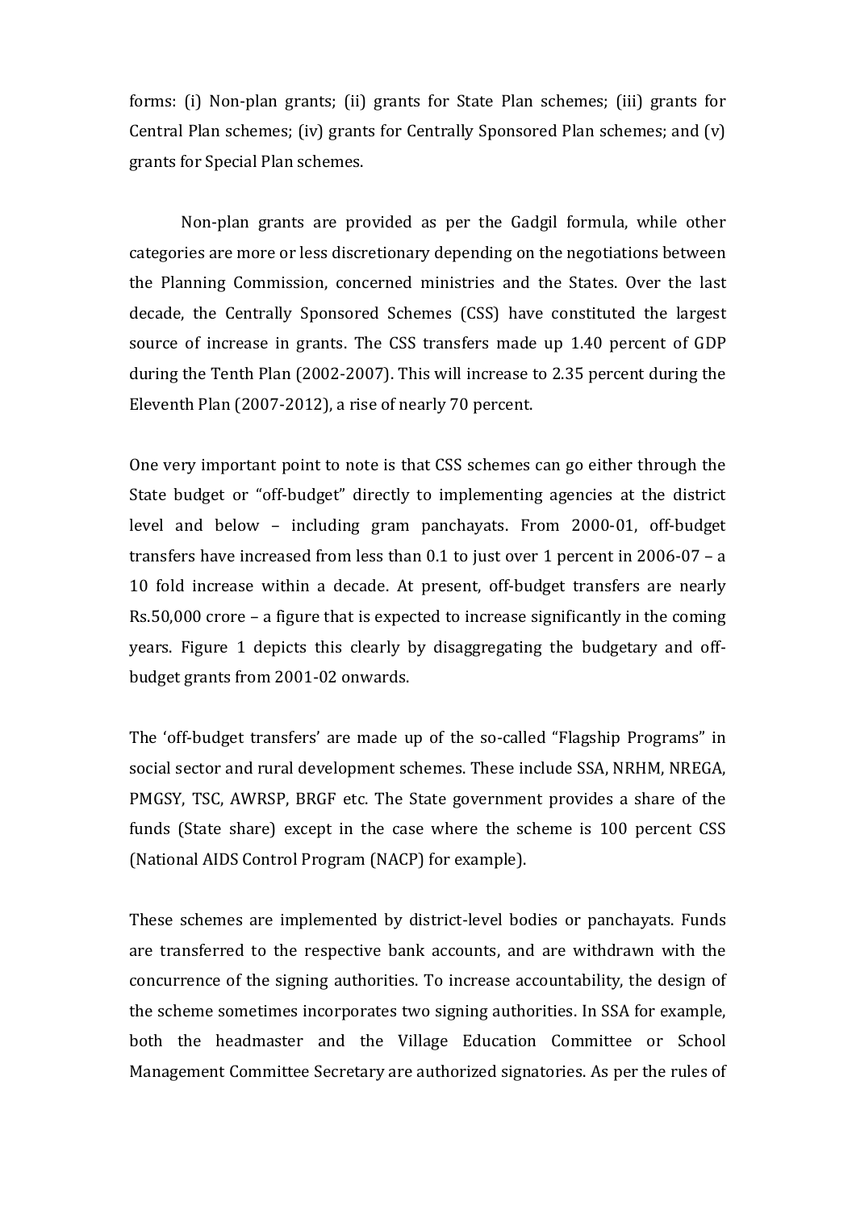forms: (i) Non-plan grants; (ii) grants for State Plan schemes; (iii) grants for Central Plan schemes; (iv) grants for Centrally Sponsored Plan schemes; and (v) grants for Special Plan schemes.

Non-plan grants are provided as per the Gadgil formula, while other categories are more or less discretionary depending on the negotiations between the Planning Commission, concerned ministries and the States. Over the last decade, the Centrally Sponsored Schemes (CSS) have constituted the largest source of increase in grants. The CSS transfers made up 1.40 percent of GDP during the Tenth Plan (2002-2007). This will increase to 2.35 percent during the Eleventh Plan (2007-2012), a rise of nearly 70 percent.

One very important point to note is that CSS schemes can go either through the State budget or "off-budget" directly to implementing agencies at the district level and below – including gram panchayats. From 2000-01, off-budget transfers have increased from less than 0.1 to just over 1 percent in 2006-07 – a 10 fold increase within a decade. At present, off-budget transfers are nearly Rs.50,000 crore – a figure that is expected to increase significantly in the coming years. Figure 1 depicts this clearly by disaggregating the budgetary and off-budget grants from 2001-02 onwards.

The 'off-budget transfers' are made up of the so-called "Flagship Programs" in social sector and rural development schemes. These include SSA, NRHM, NREGA, PMGSY, TSC, AWRSP, BRGF etc. The State government provides a share of the funds (State share) except in the case where the scheme is 100 percent CSS (National AIDS Control Program (NACP) for example).

These schemes are implemented by district-level bodies or panchayats. Funds are transferred to the respective bank accounts, and are withdrawn with the concurrence of the signing authorities. To increase accountability, the design of the scheme sometimes incorporates two signing authorities. In SSA for example, both the headmaster and the Village Education Committee or School Management Committee Secretary are authorized signatories. As per the rules of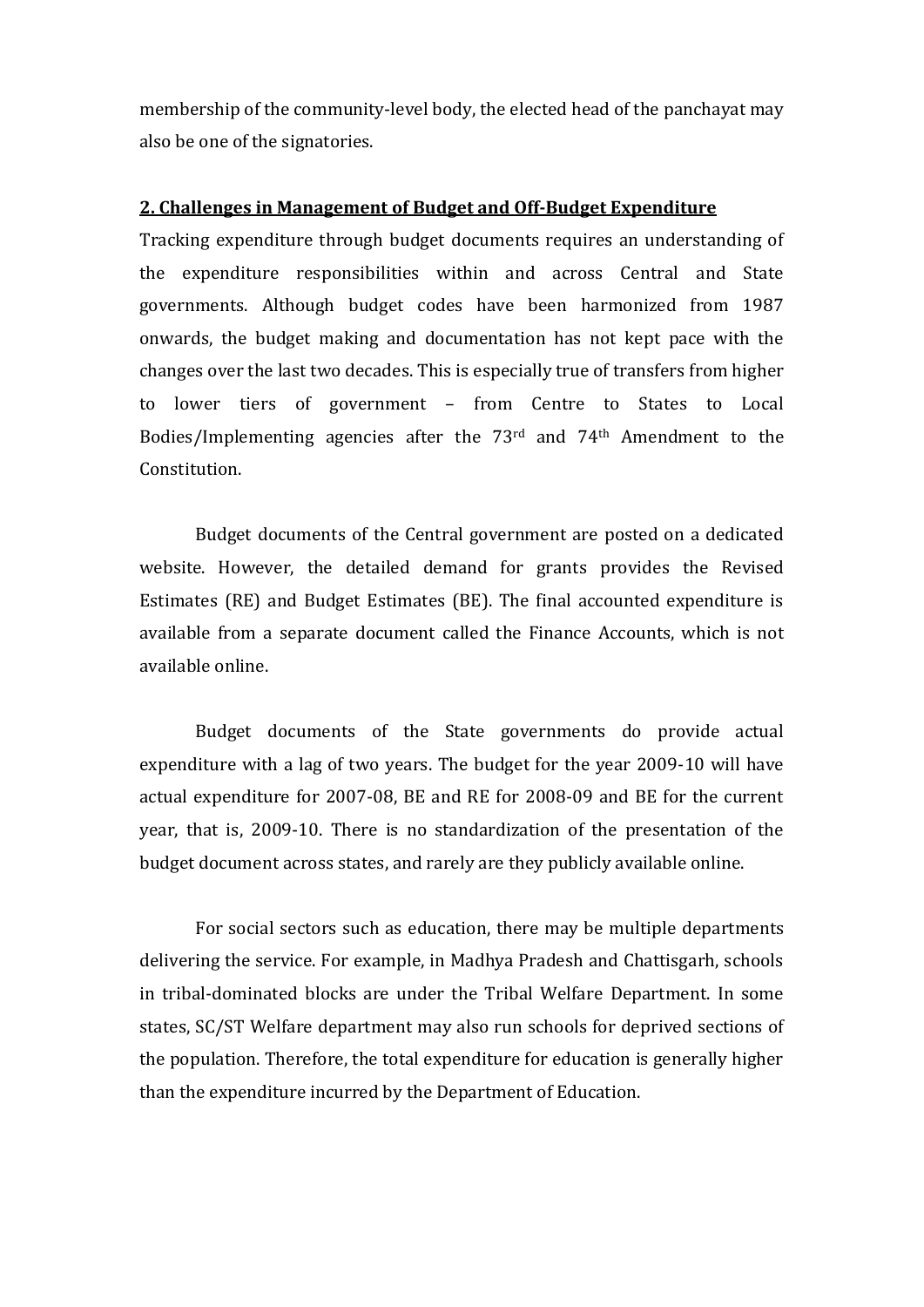membership of the community-level body, the elected head of the panchayat may also be one of the signatories.

## 2. Challenges in Management of Budget and Off-Budget Expenditure

Tracking expenditure through budget documents requires an understanding of the expenditure responsibilities within and across Central and State governments. Although budget codes have been harmonized from 1987 onwards, the budget making and documentation has not kept pace with the changes over the last two decades. This is especially true of transfers from higher to lower tiers of government – from Centre to States to Local Bodies/Implementing agencies after the 73rd and 74th Amendment to the Constitution.

Budget documents of the Central government are posted on a dedicated website. However, the detailed demand for grants provides the Revised Estimates (RE) and Budget Estimates (BE). The final accounted expenditure is available from a separate document called the Finance Accounts, which is not available online.

Budget documents of the State governments do provide actual expenditure with a lag of two years. The budget for the year 2009-10 will have actual expenditure for 2007-08, BE and RE for 2008-09 and BE for the current year, that is, 2009-10. There is no standardization of the presentation of the budget document across states, and rarely are they publicly available online.

For social sectors such as education, there may be multiple departments delivering the service. For example, in Madhya Pradesh and Chattisgarh, schools in tribal-dominated blocks are under the Tribal Welfare Department. In some states, SC/ST Welfare department may also run schools for deprived sections of the population. Therefore, the total expenditure for education is generally higher than the expenditure incurred by the Department of Education.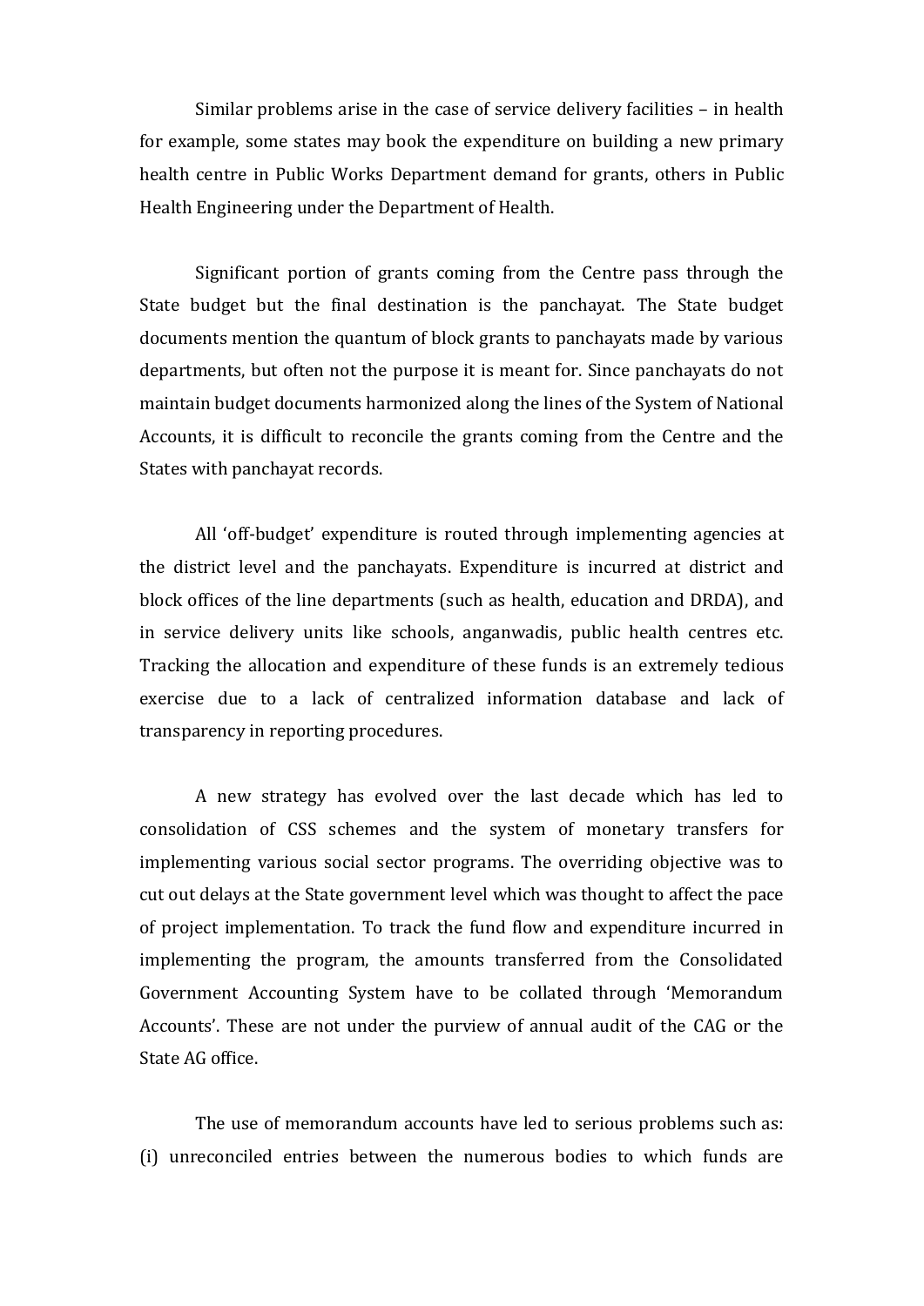Similar problems arise in the case of service delivery facilities – in health for example, some states may book the expenditure on building a new primary health centre in Public Works Department demand for grants, others in Public Health Engineering under the Department of Health.

Significant portion of grants coming from the Centre pass through the State budget but the final destination is the panchayat. The State budget documents mention the quantum of block grants to panchayats made by various departments, but often not the purpose it is meant for. Since panchayats do not maintain budget documents harmonized along the lines of the System of National Accounts, it is difficult to reconcile the grants coming from the Centre and the States with panchayat records.

All 'off-budget' expenditure is routed through implementing agencies at the district level and the panchayats. Expenditure is incurred at district and block offices of the line departments (such as health, education and DRDA), and in service delivery units like schools, anganwadis, public health centres etc. Tracking the allocation and expenditure of these funds is an extremely tedious exercise due to a lack of centralized information database and lack of transparency in reporting procedures.

A new strategy has evolved over the last decade which has led to consolidation of CSS schemes and the system of monetary transfers for implementing various social sector programs. The overriding objective was to cut out delays at the State government level which was thought to affect the pace of project implementation. To track the fund flow and expenditure incurred in implementing the program, the amounts transferred from the Consolidated Government Accounting System have to be collated through 'Memorandum Accounts'. These are not under the purview of annual audit of the CAG or the State AG office.

The use of memorandum accounts have led to serious problems such as: (i) unreconciled entries between the numerous bodies to which funds are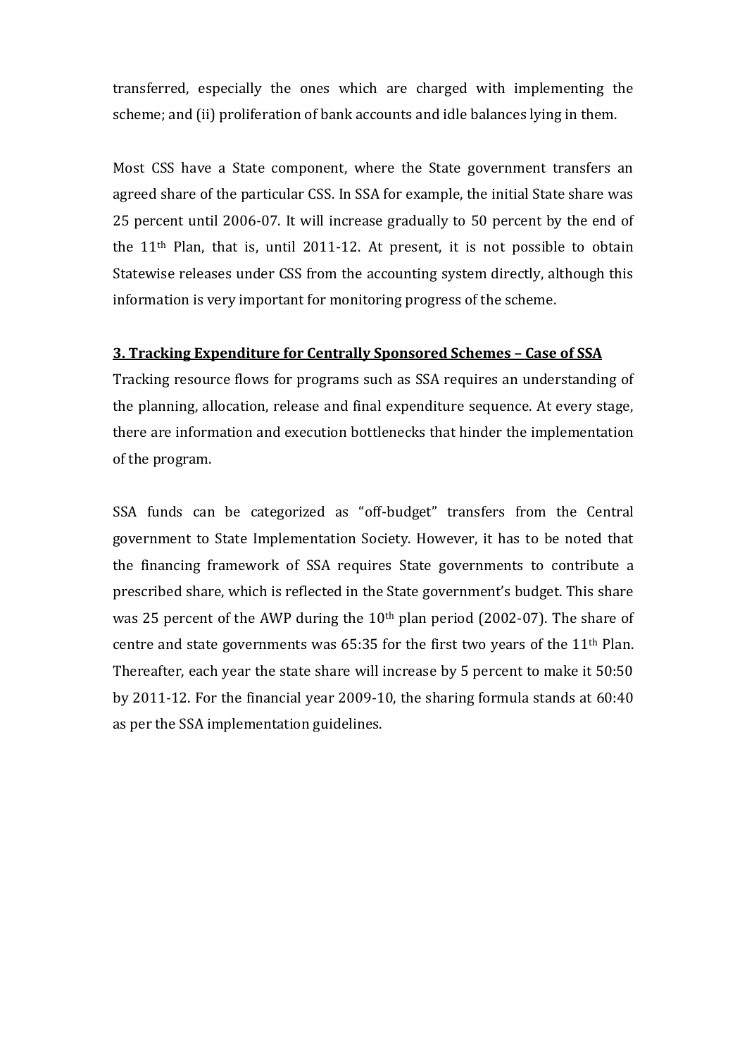transferred, especially the ones which are charged with implementing the scheme; and (ii) proliferation of bank accounts and idle balances lying in them.

Most CSS have a State component, where the State government transfers an agreed share of the particular CSS. In SSA for example, the initial State share was 25 percent until 2006-07. It will increase gradually to 50 percent by the end of the 11th Plan, that is, until 2011-12. At present, it is not possible to obtain Statewise releases under CSS from the accounting system directly, although this information is very important for monitoring progress of the scheme.

## 3. Tracking Expenditure for Centrally Sponsored Schemes – Case of SSA

Tracking resource flows for programs such as SSA requires an understanding of the planning, allocation, release and final expenditure sequence. At every stage, there are information and execution bottlenecks that hinder the implementation of the program.

SSA funds can be categorized as "off-budget" transfers from the Central government to State Implementation Society. However, it has to be noted that the financing framework of SSA requires State governments to contribute a prescribed share, which is reflected in the State government's budget. This share was 25 percent of the AWP during the 10th plan period (2002-07). The share of centre and state governments was 65:35 for the first two years of the 11th Plan. Thereafter, each year the state share will increase by 5 percent to make it 50:50 by 2011-12. For the financial year 2009-10, the sharing formula stands at 60:40 as per the SSA implementation guidelines.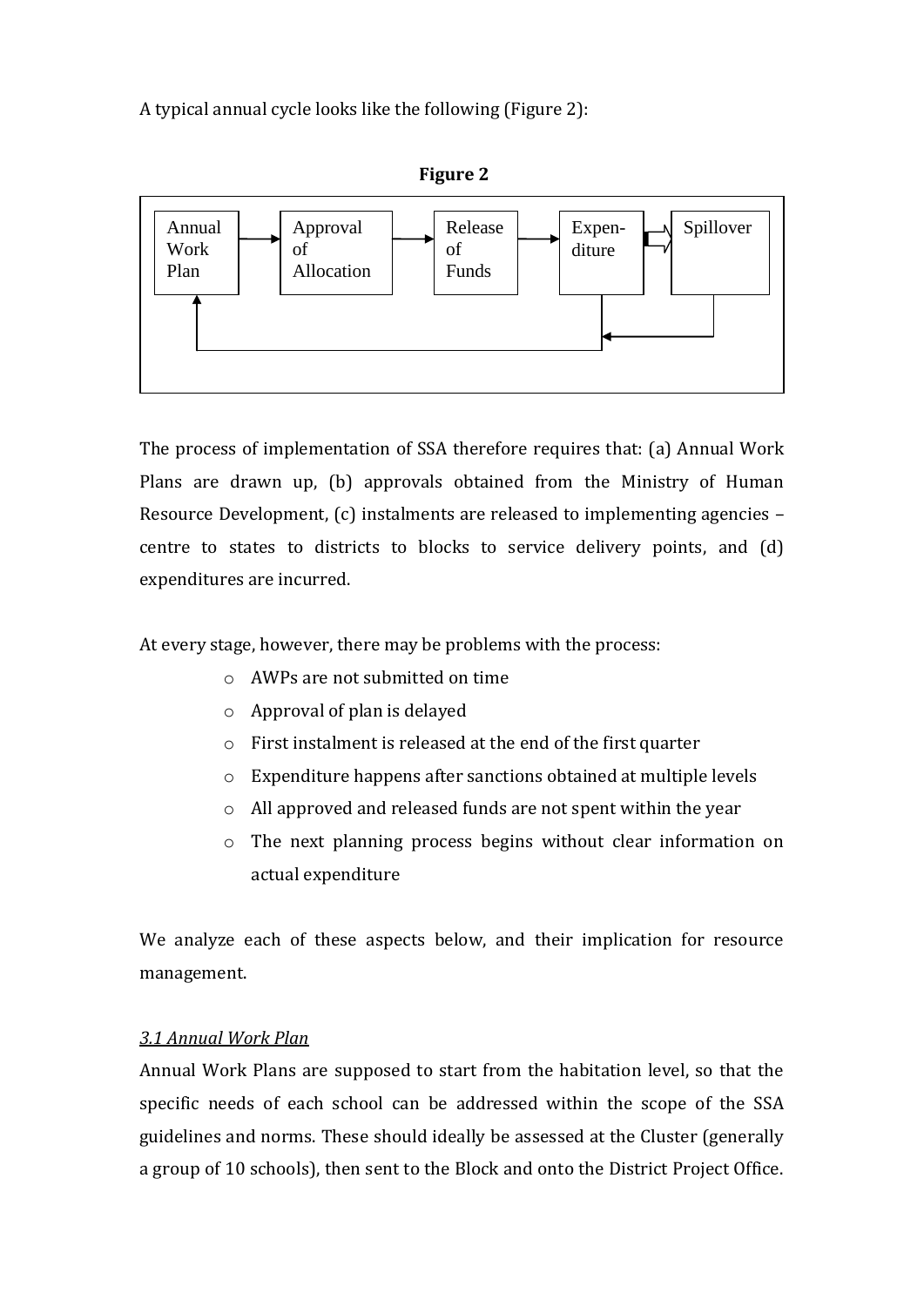A typical annual cycle looks like the following (Figure 2):

**Figure 2**

Annual Work Plan → Approval of Allocation → Release of Funds → Expenditure → Spillover

The process of implementation of SSA therefore requires that: (a) Annual Work Plans are drawn up, (b) approvals obtained from the Ministry of Human Resource Development, (c) instalments are released to implementing agencies – centre to states to districts to blocks to service delivery points, and (d) expenditures are incurred.

At every stage, however, there may be problems with the process:

- AWPs are not submitted on time
- Approval of plan is delayed
- First instalment is released at the end of the first quarter
- Expenditure happens after sanctions obtained at multiple levels
- All approved and released funds are not spent within the year
- The next planning process begins without clear information on actual expenditure

We analyze each of these aspects below, and their implication for resource management.

### *3.1 Annual Work Plan*

Annual Work Plans are supposed to start from the habitation level, so that the specific needs of each school can be addressed within the scope of the SSA guidelines and norms. These should ideally be assessed at the Cluster (generally a group of 10 schools), then sent to the Block and onto the District Project Office.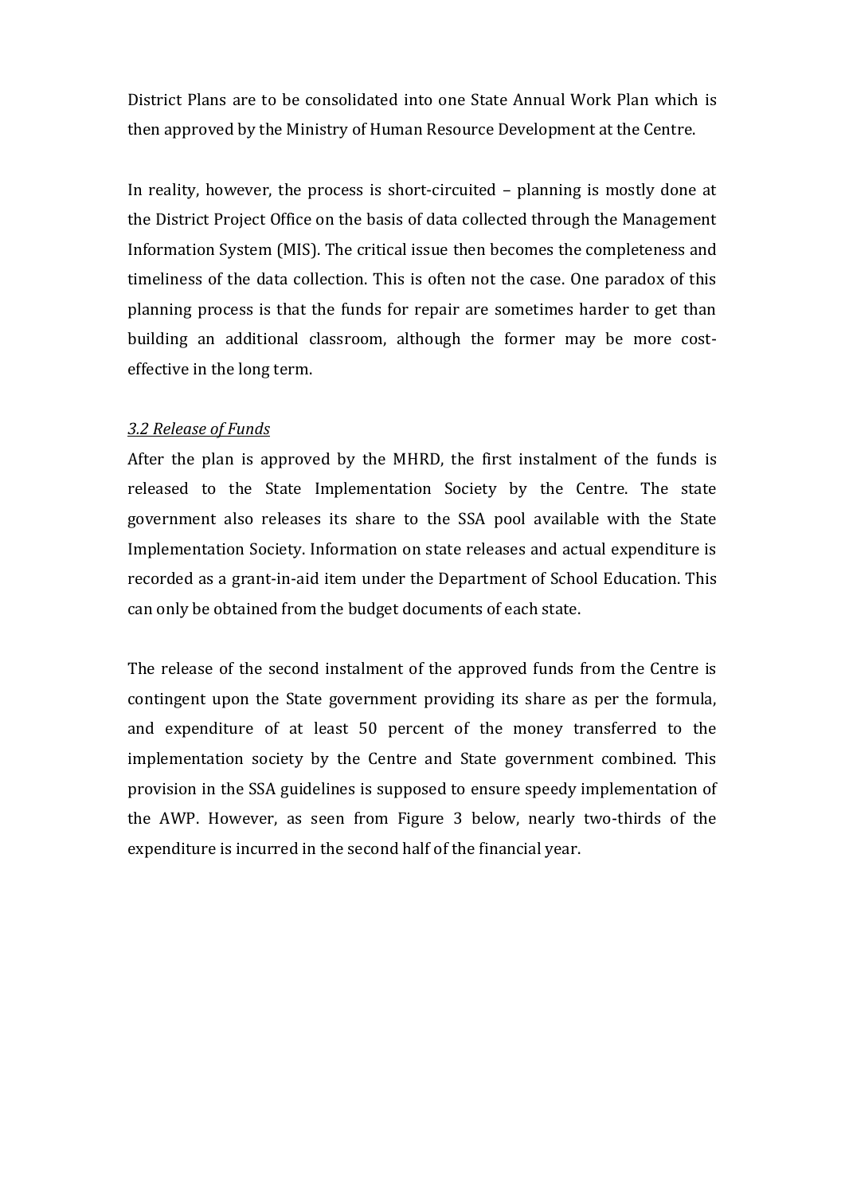District Plans are to be consolidated into one State Annual Work Plan which is then approved by the Ministry of Human Resource Development at the Centre.

In reality, however, the process is short-circuited – planning is mostly done at the District Project Office on the basis of data collected through the Management Information System (MIS). The critical issue then becomes the completeness and timeliness of the data collection. This is often not the case. One paradox of this planning process is that the funds for repair are sometimes harder to get than building an additional classroom, although the former may be more cost-effective in the long term.

*3.2 Release of Funds*

After the plan is approved by the MHRD, the first instalment of the funds is released to the State Implementation Society by the Centre. The state government also releases its share to the SSA pool available with the State Implementation Society. Information on state releases and actual expenditure is recorded as a grant-in-aid item under the Department of School Education. This can only be obtained from the budget documents of each state.

The release of the second instalment of the approved funds from the Centre is contingent upon the State government providing its share as per the formula, and expenditure of at least 50 percent of the money transferred to the implementation society by the Centre and State government combined. This provision in the SSA guidelines is supposed to ensure speedy implementation of the AWP. However, as seen from Figure 3 below, nearly two-thirds of the expenditure is incurred in the second half of the financial year.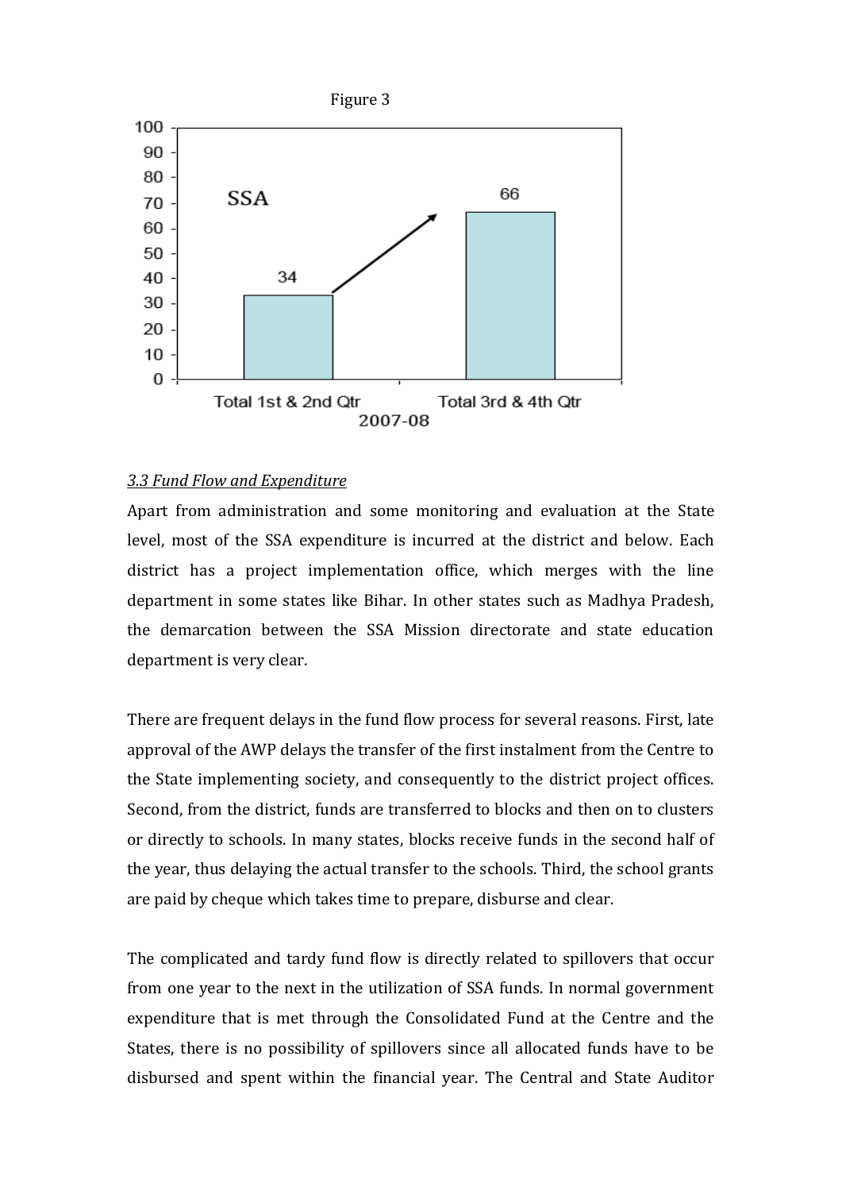Figure 3

| 2007-08 | Total 1st & 2nd Qtr | Total 3rd & 4th Qtr |
|---|---|---|
| SSA | 34 | 66 |

*3.3 Fund Flow and Expenditure*

Apart from administration and some monitoring and evaluation at the State level, most of the SSA expenditure is incurred at the district and below. Each district has a project implementation office, which merges with the line department in some states like Bihar. In other states such as Madhya Pradesh, the demarcation between the SSA Mission directorate and state education department is very clear.

There are frequent delays in the fund flow process for several reasons. First, late approval of the AWP delays the transfer of the first instalment from the Centre to the State implementing society, and consequently to the district project offices. Second, from the district, funds are transferred to blocks and then on to clusters or directly to schools. In many states, blocks receive funds in the second half of the year, thus delaying the actual transfer to the schools. Third, the school grants are paid by cheque which takes time to prepare, disburse and clear.

The complicated and tardy fund flow is directly related to spillovers that occur from one year to the next in the utilization of SSA funds. In normal government expenditure that is met through the Consolidated Fund at the Centre and the States, there is no possibility of spillovers since all allocated funds have to be disbursed and spent within the financial year. The Central and State Auditor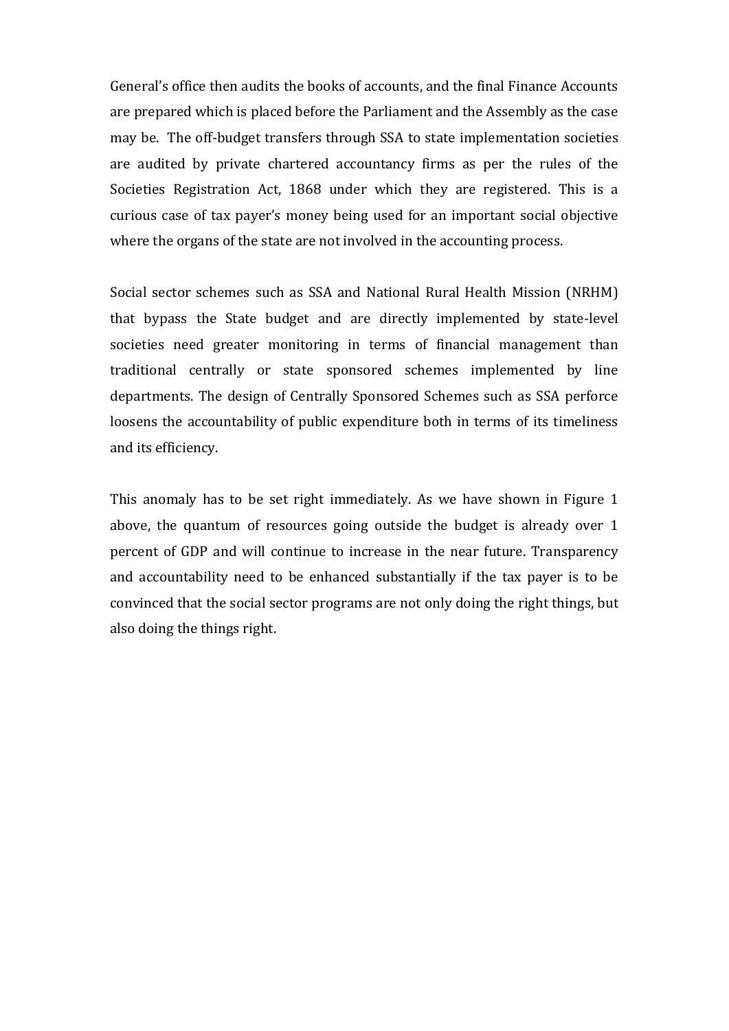General's office then audits the books of accounts, and the final Finance Accounts are prepared which is placed before the Parliament and the Assembly as the case may be. The off-budget transfers through SSA to state implementation societies are audited by private chartered accountancy firms as per the rules of the Societies Registration Act, 1868 under which they are registered. This is a curious case of tax payer's money being used for an important social objective where the organs of the state are not involved in the accounting process.

Social sector schemes such as SSA and National Rural Health Mission (NRHM) that bypass the State budget and are directly implemented by state-level societies need greater monitoring in terms of financial management than traditional centrally or state sponsored schemes implemented by line departments. The design of Centrally Sponsored Schemes such as SSA perforce loosens the accountability of public expenditure both in terms of its timeliness and its efficiency.

This anomaly has to be set right immediately. As we have shown in Figure 1 above, the quantum of resources going outside the budget is already over 1 percent of GDP and will continue to increase in the near future. Transparency and accountability need to be enhanced substantially if the tax payer is to be convinced that the social sector programs are not only doing the right things, but also doing the things right.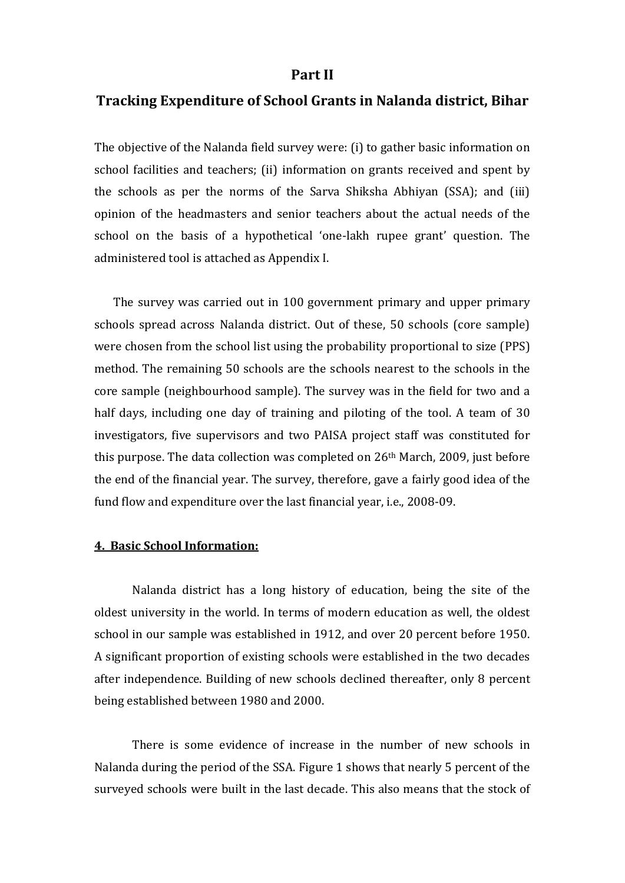# Part II

## Tracking Expenditure of School Grants in Nalanda district, Bihar

The objective of the Nalanda field survey were: (i) to gather basic information on school facilities and teachers; (ii) information on grants received and spent by the schools as per the norms of the Sarva Shiksha Abhiyan (SSA); and (iii) opinion of the headmasters and senior teachers about the actual needs of the school on the basis of a hypothetical 'one-lakh rupee grant' question. The administered tool is attached as Appendix I.

The survey was carried out in 100 government primary and upper primary schools spread across Nalanda district. Out of these, 50 schools (core sample) were chosen from the school list using the probability proportional to size (PPS) method. The remaining 50 schools are the schools nearest to the schools in the core sample (neighbourhood sample). The survey was in the field for two and a half days, including one day of training and piloting of the tool. A team of 30 investigators, five supervisors and two PAISA project staff was constituted for this purpose. The data collection was completed on 26th March, 2009, just before the end of the financial year. The survey, therefore, gave a fairly good idea of the fund flow and expenditure over the last financial year, i.e., 2008-09.

### 4. Basic School Information:

Nalanda district has a long history of education, being the site of the oldest university in the world. In terms of modern education as well, the oldest school in our sample was established in 1912, and over 20 percent before 1950. A significant proportion of existing schools were established in the two decades after independence. Building of new schools declined thereafter, only 8 percent being established between 1980 and 2000.

There is some evidence of increase in the number of new schools in Nalanda during the period of the SSA. Figure 1 shows that nearly 5 percent of the surveyed schools were built in the last decade. This also means that the stock of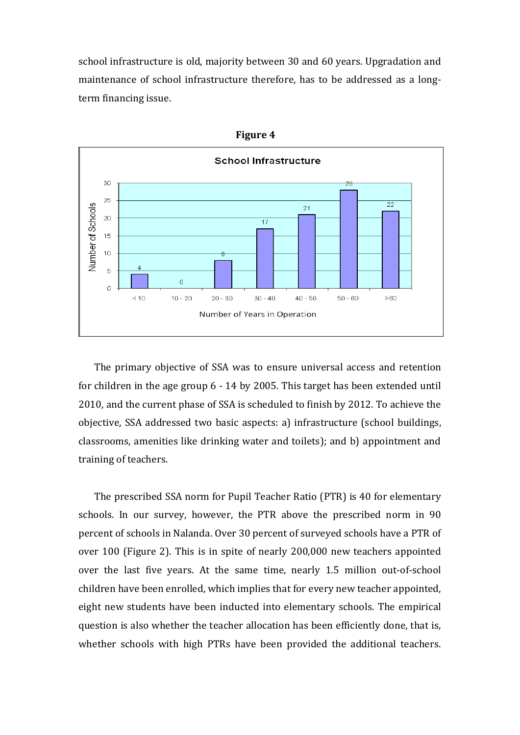school infrastructure is old, majority between 30 and 60 years. Upgradation and maintenance of school infrastructure therefore, has to be addressed as a long-term financing issue.

**Figure 4**

| Number of Years in Operation | Number of Schools |
|---|---|
| < 10 | 4 |
| 10 - 20 | 0 |
| 20 - 30 | 8 |
| 30 - 40 | 17 |
| 40 - 50 | 21 |
| 50 - 60 | 28 |
| >60 | 22 |

School Infrastructure

The primary objective of SSA was to ensure universal access and retention for children in the age group 6 - 14 by 2005. This target has been extended until 2010, and the current phase of SSA is scheduled to finish by 2012. To achieve the objective, SSA addressed two basic aspects: a) infrastructure (school buildings, classrooms, amenities like drinking water and toilets); and b) appointment and training of teachers.

The prescribed SSA norm for Pupil Teacher Ratio (PTR) is 40 for elementary schools. In our survey, however, the PTR above the prescribed norm in 90 percent of schools in Nalanda. Over 30 percent of surveyed schools have a PTR of over 100 (Figure 2). This is in spite of nearly 200,000 new teachers appointed over the last five years. At the same time, nearly 1.5 million out-of-school children have been enrolled, which implies that for every new teacher appointed, eight new students have been inducted into elementary schools. The empirical question is also whether the teacher allocation has been efficiently done, that is, whether schools with high PTRs have been provided the additional teachers.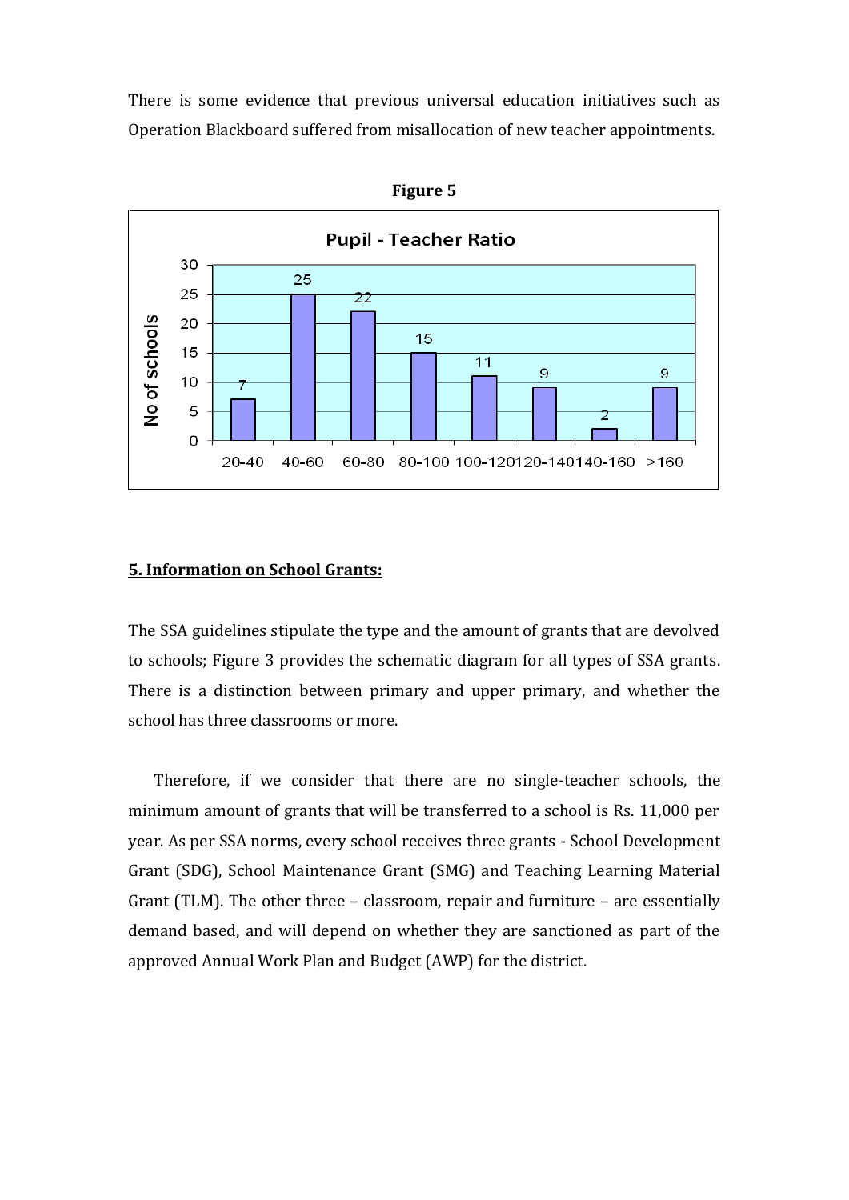There is some evidence that previous universal education initiatives such as Operation Blackboard suffered from misallocation of new teacher appointments.

**Figure 5**

**Pupil - Teacher Ratio**

| Pupil-Teacher Ratio | No of schools |
|---|---|
| 20-40 | 7 |
| 40-60 | 25 |
| 60-80 | 22 |
| 80-100 | 15 |
| 100-120 | 11 |
| 120-140 | 9 |
| 140-160 | 2 |
| >160 | 9 |

## 5. Information on School Grants:

The SSA guidelines stipulate the type and the amount of grants that are devolved to schools; Figure 3 provides the schematic diagram for all types of SSA grants. There is a distinction between primary and upper primary, and whether the school has three classrooms or more.

Therefore, if we consider that there are no single-teacher schools, the minimum amount of grants that will be transferred to a school is Rs. 11,000 per year. As per SSA norms, every school receives three grants - School Development Grant (SDG), School Maintenance Grant (SMG) and Teaching Learning Material Grant (TLM). The other three – classroom, repair and furniture – are essentially demand based, and will depend on whether they are sanctioned as part of the approved Annual Work Plan and Budget (AWP) for the district.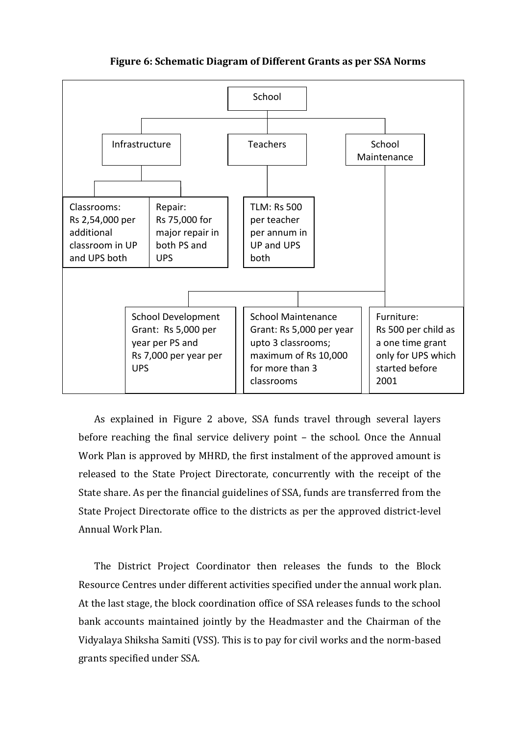**Figure 6: Schematic Diagram of Different Grants as per SSA Norms**

School

- Infrastructure
  - Classrooms: Rs 2,54,000 per additional classroom in UP and UPS both
  - Repair: Rs 75,000 for major repair in both PS and UPS
- Teachers
  - TLM: Rs 500 per teacher per annum in UP and UPS both
- School Maintenance
  - School Development Grant: Rs 5,000 per year per PS and Rs 7,000 per year per UPS
  - School Maintenance Grant: Rs 5,000 per year upto 3 classrooms; maximum of Rs 10,000 for more than 3 classrooms
  - Furniture: Rs 500 per child as a one time grant only for UPS which started before 2001

As explained in Figure 2 above, SSA funds travel through several layers before reaching the final service delivery point – the school. Once the Annual Work Plan is approved by MHRD, the first instalment of the approved amount is released to the State Project Directorate, concurrently with the receipt of the State share. As per the financial guidelines of SSA, funds are transferred from the State Project Directorate office to the districts as per the approved district-level Annual Work Plan.

The District Project Coordinator then releases the funds to the Block Resource Centres under different activities specified under the annual work plan. At the last stage, the block coordination office of SSA releases funds to the school bank accounts maintained jointly by the Headmaster and the Chairman of the Vidyalaya Shiksha Samiti (VSS). This is to pay for civil works and the norm-based grants specified under SSA.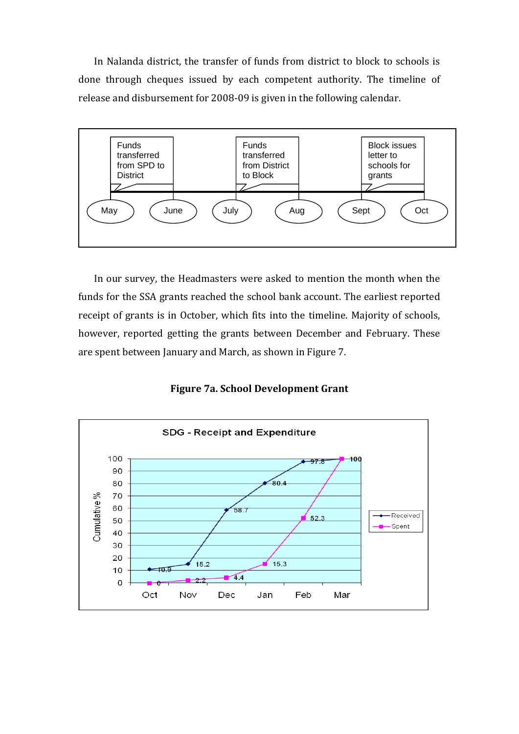In Nalanda district, the transfer of funds from district to block to schools is done through cheques issued by each competent authority. The timeline of release and disbursement for 2008-09 is given in the following calendar.

| Month | Event |
|---|---|
| May | Funds transferred from SPD to District |
| June | |
| July | Funds transferred from District to Block |
| Aug | |
| Sept | Block issues letter to schools for grants |
| Oct | |

In our survey, the Headmasters were asked to mention the month when the funds for the SSA grants reached the school bank account. The earliest reported receipt of grants is in October, which fits into the timeline. Majority of schools, however, reported getting the grants between December and February. These are spent between January and March, as shown in Figure 7.

**Figure 7a. School Development Grant**

SDG - Receipt and Expenditure

| Month | Received (Cumulative %) | Spent (Cumulative %) |
|---|---|---|
| Oct | 10.9 | 0 |
| Nov | 15.2 | 2.2 |
| Dec | 58.7 | 4.4 |
| Jan | 80.4 | 15.3 |
| Feb | 97.8 | 52.3 |
| Mar | 100 | 100 |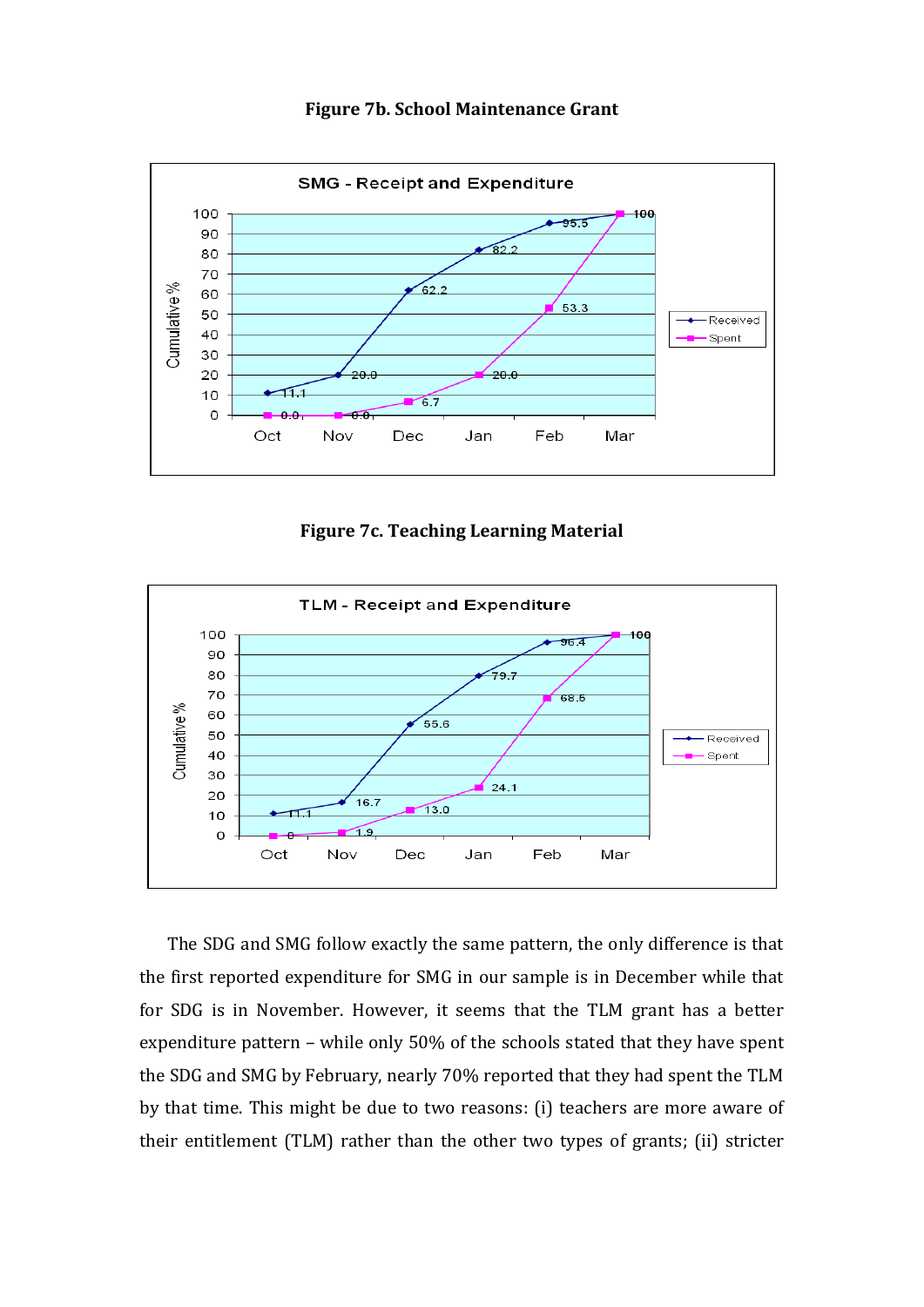**Figure 7b. School Maintenance Grant**

SMG - Receipt and Expenditure

| Month | Received (Cumulative %) | Spent (Cumulative %) |
|---|---|---|
| Oct | 11.1 | 0.0 |
| Nov | 20.0 | 0.0 |
| Dec | 62.2 | 6.7 |
| Jan | 82.2 | 20.0 |
| Feb | 95.5 | 53.3 |
| Mar | 100 | 100 |

**Figure 7c. Teaching Learning Material**

TLM - Receipt and Expenditure

| Month | Received (Cumulative %) | Spent (Cumulative %) |
|---|---|---|
| Oct | 11.1 | 0 |
| Nov | 16.7 | 1.9 |
| Dec | 55.6 | 13.0 |
| Jan | 79.7 | 24.1 |
| Feb | 96.4 | 68.5 |
| Mar | 100 | 100 |

The SDG and SMG follow exactly the same pattern, the only difference is that the first reported expenditure for SMG in our sample is in December while that for SDG is in November. However, it seems that the TLM grant has a better expenditure pattern – while only 50% of the schools stated that they have spent the SDG and SMG by February, nearly 70% reported that they had spent the TLM by that time. This might be due to two reasons: (i) teachers are more aware of their entitlement (TLM) rather than the other two types of grants; (ii) stricter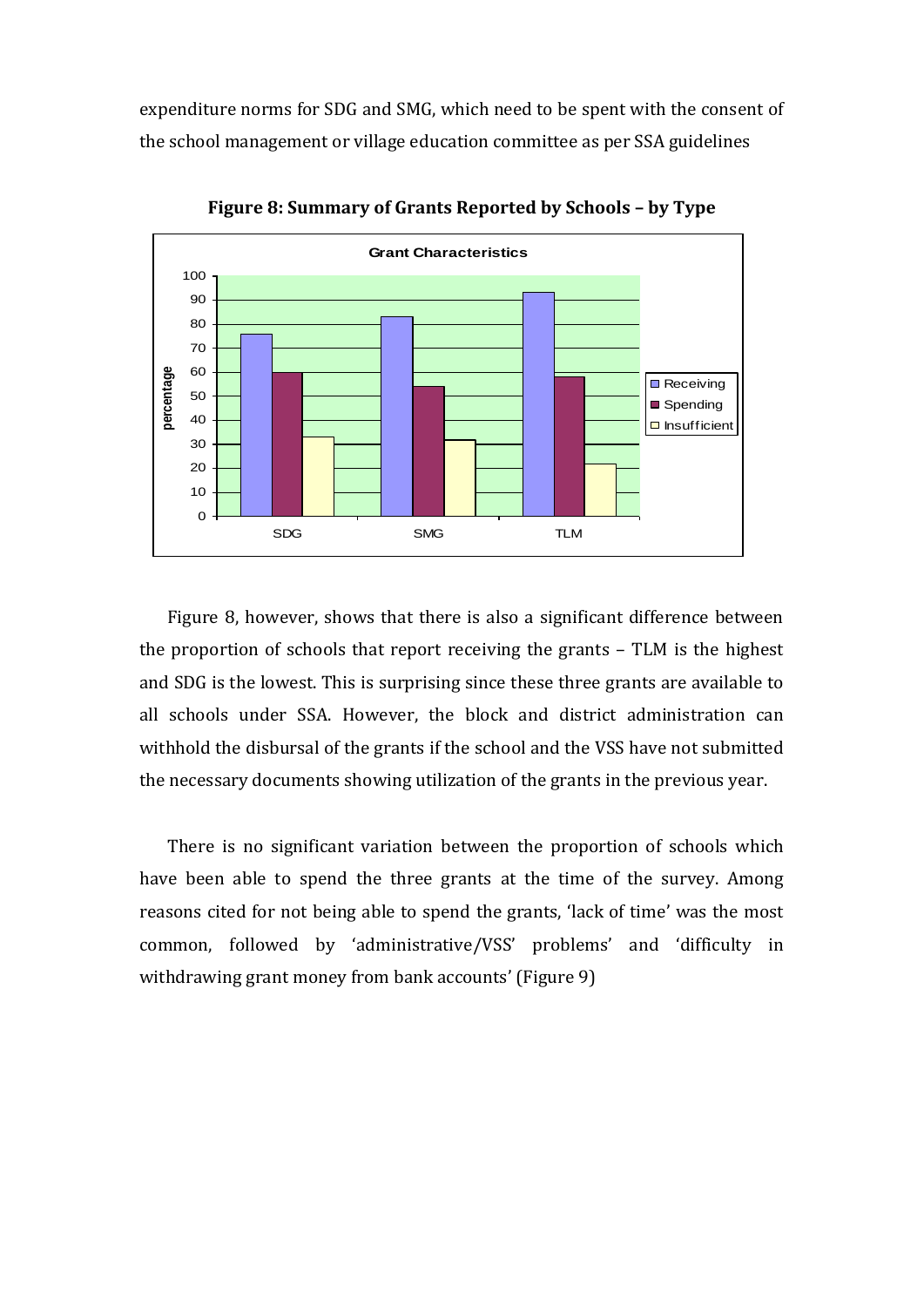expenditure norms for SDG and SMG, which need to be spent with the consent of the school management or village education committee as per SSA guidelines

**Figure 8: Summary of Grants Reported by Schools – by Type**

Figure 8, however, shows that there is also a significant difference between the proportion of schools that report receiving the grants – TLM is the highest and SDG is the lowest. This is surprising since these three grants are available to all schools under SSA. However, the block and district administration can withhold the disbursal of the grants if the school and the VSS have not submitted the necessary documents showing utilization of the grants in the previous year.

There is no significant variation between the proportion of schools which have been able to spend the three grants at the time of the survey. Among reasons cited for not being able to spend the grants, 'lack of time' was the most common, followed by 'administrative/VSS' problems' and 'difficulty in withdrawing grant money from bank accounts' (Figure 9)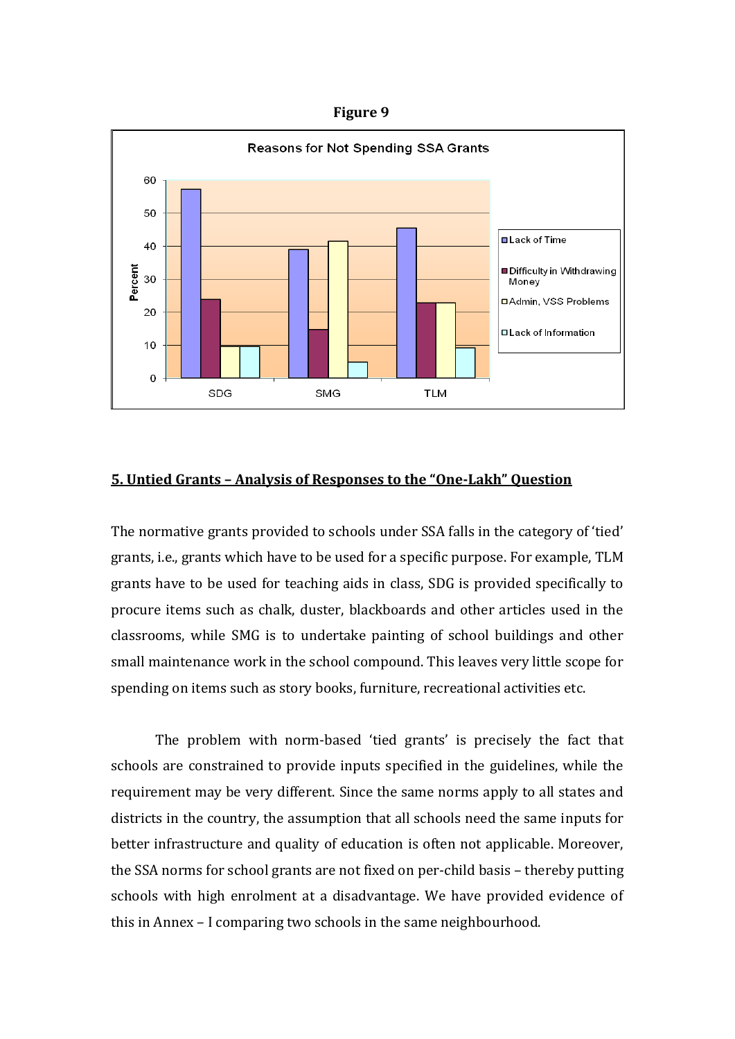**Figure 9**

**Reasons for Not Spending SSA Grants**

| | Lack of Time | Difficulty in Withdrawing Money | Admin, VSS Problems | Lack of Information |
|---|---|---|---|---|
| SDG | 57 | 24 | 10 | 10 |
| SMG | 39 | 15 | 41.5 | 5 |
| TLM | 45.5 | 23 | 23 | 9.5 |

## 5. Untied Grants – Analysis of Responses to the "One-Lakh" Question

The normative grants provided to schools under SSA falls in the category of 'tied' grants, i.e., grants which have to be used for a specific purpose. For example, TLM grants have to be used for teaching aids in class, SDG is provided specifically to procure items such as chalk, duster, blackboards and other articles used in the classrooms, while SMG is to undertake painting of school buildings and other small maintenance work in the school compound. This leaves very little scope for spending on items such as story books, furniture, recreational activities etc.

The problem with norm-based 'tied grants' is precisely the fact that schools are constrained to provide inputs specified in the guidelines, while the requirement may be very different. Since the same norms apply to all states and districts in the country, the assumption that all schools need the same inputs for better infrastructure and quality of education is often not applicable. Moreover, the SSA norms for school grants are not fixed on per-child basis – thereby putting schools with high enrolment at a disadvantage. We have provided evidence of this in Annex – I comparing two schools in the same neighbourhood.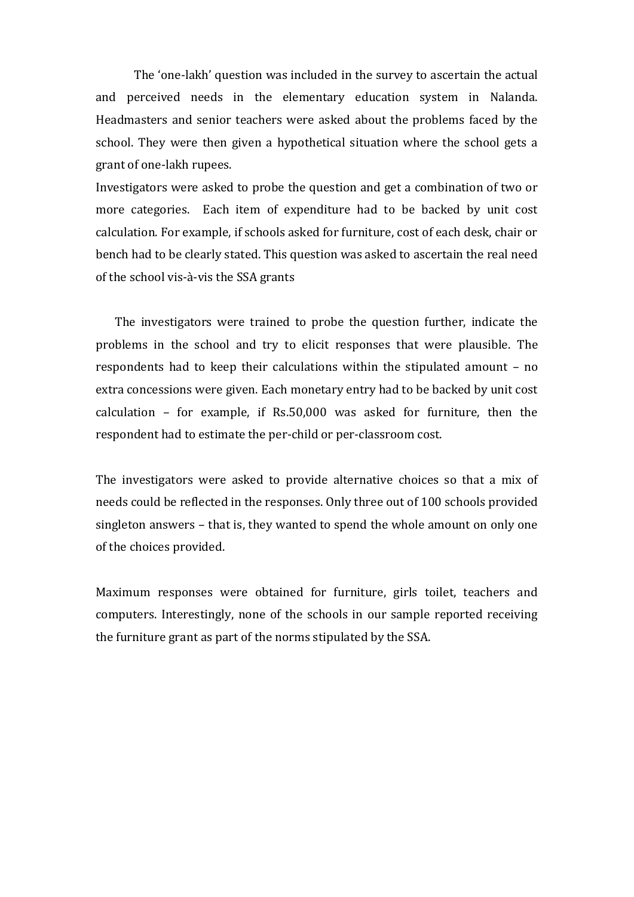The 'one-lakh' question was included in the survey to ascertain the actual and perceived needs in the elementary education system in Nalanda. Headmasters and senior teachers were asked about the problems faced by the school. They were then given a hypothetical situation where the school gets a grant of one-lakh rupees.

Investigators were asked to probe the question and get a combination of two or more categories. Each item of expenditure had to be backed by unit cost calculation. For example, if schools asked for furniture, cost of each desk, chair or bench had to be clearly stated. This question was asked to ascertain the real need of the school vis-à-vis the SSA grants

The investigators were trained to probe the question further, indicate the problems in the school and try to elicit responses that were plausible. The respondents had to keep their calculations within the stipulated amount – no extra concessions were given. Each monetary entry had to be backed by unit cost calculation – for example, if Rs.50,000 was asked for furniture, then the respondent had to estimate the per-child or per-classroom cost.

The investigators were asked to provide alternative choices so that a mix of needs could be reflected in the responses. Only three out of 100 schools provided singleton answers – that is, they wanted to spend the whole amount on only one of the choices provided.

Maximum responses were obtained for furniture, girls toilet, teachers and computers. Interestingly, none of the schools in our sample reported receiving the furniture grant as part of the norms stipulated by the SSA.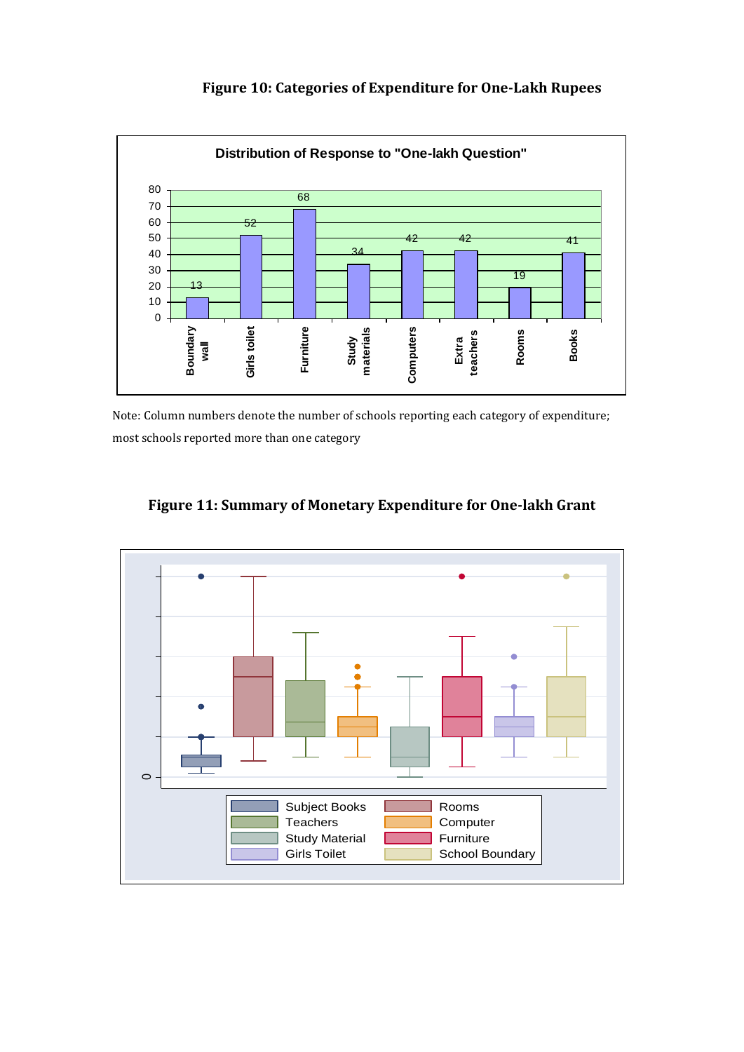**Figure 10: Categories of Expenditure for One-Lakh Rupees**

**Distribution of Response to "One-lakh Question"**

| Category | Number of schools |
|---|---|
| Boundary wall | 13 |
| Girls toilet | 52 |
| Furniture | 68 |
| Study materials | 34 |
| Computers | 42 |
| Extra teachers | 42 |
| Rooms | 19 |
| Books | 41 |

Note: Column numbers denote the number of schools reporting each category of expenditure; most schools reported more than one category

**Figure 11: Summary of Monetary Expenditure for One-lakh Grant**

Legend: Subject Books, Rooms, Teachers, Computer, Study Material, Furniture, Girls Toilet, School Boundary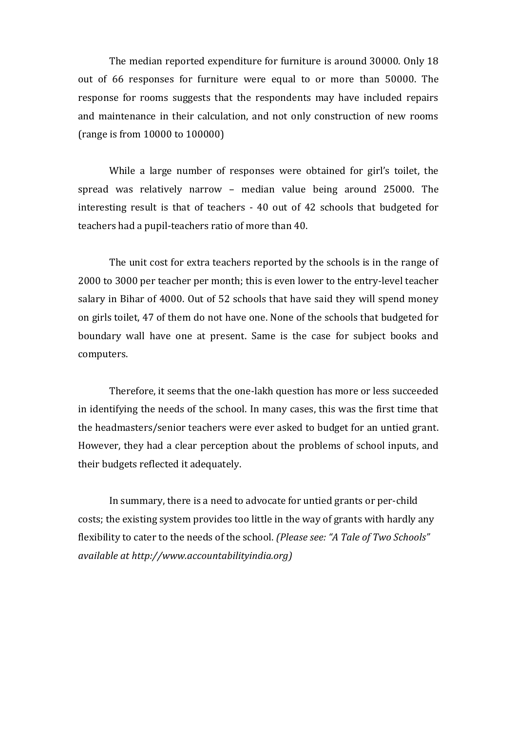The median reported expenditure for furniture is around 30000. Only 18 out of 66 responses for furniture were equal to or more than 50000. The response for rooms suggests that the respondents may have included repairs and maintenance in their calculation, and not only construction of new rooms (range is from 10000 to 100000)

While a large number of responses were obtained for girl's toilet, the spread was relatively narrow – median value being around 25000. The interesting result is that of teachers - 40 out of 42 schools that budgeted for teachers had a pupil-teachers ratio of more than 40.

The unit cost for extra teachers reported by the schools is in the range of 2000 to 3000 per teacher per month; this is even lower to the entry-level teacher salary in Bihar of 4000. Out of 52 schools that have said they will spend money on girls toilet, 47 of them do not have one. None of the schools that budgeted for boundary wall have one at present. Same is the case for subject books and computers.

Therefore, it seems that the one-lakh question has more or less succeeded in identifying the needs of the school. In many cases, this was the first time that the headmasters/senior teachers were ever asked to budget for an untied grant. However, they had a clear perception about the problems of school inputs, and their budgets reflected it adequately.

In summary, there is a need to advocate for untied grants or per-child costs; the existing system provides too little in the way of grants with hardly any flexibility to cater to the needs of the school. *(Please see: "A Tale of Two Schools" available at http://www.accountabilityindia.org)*